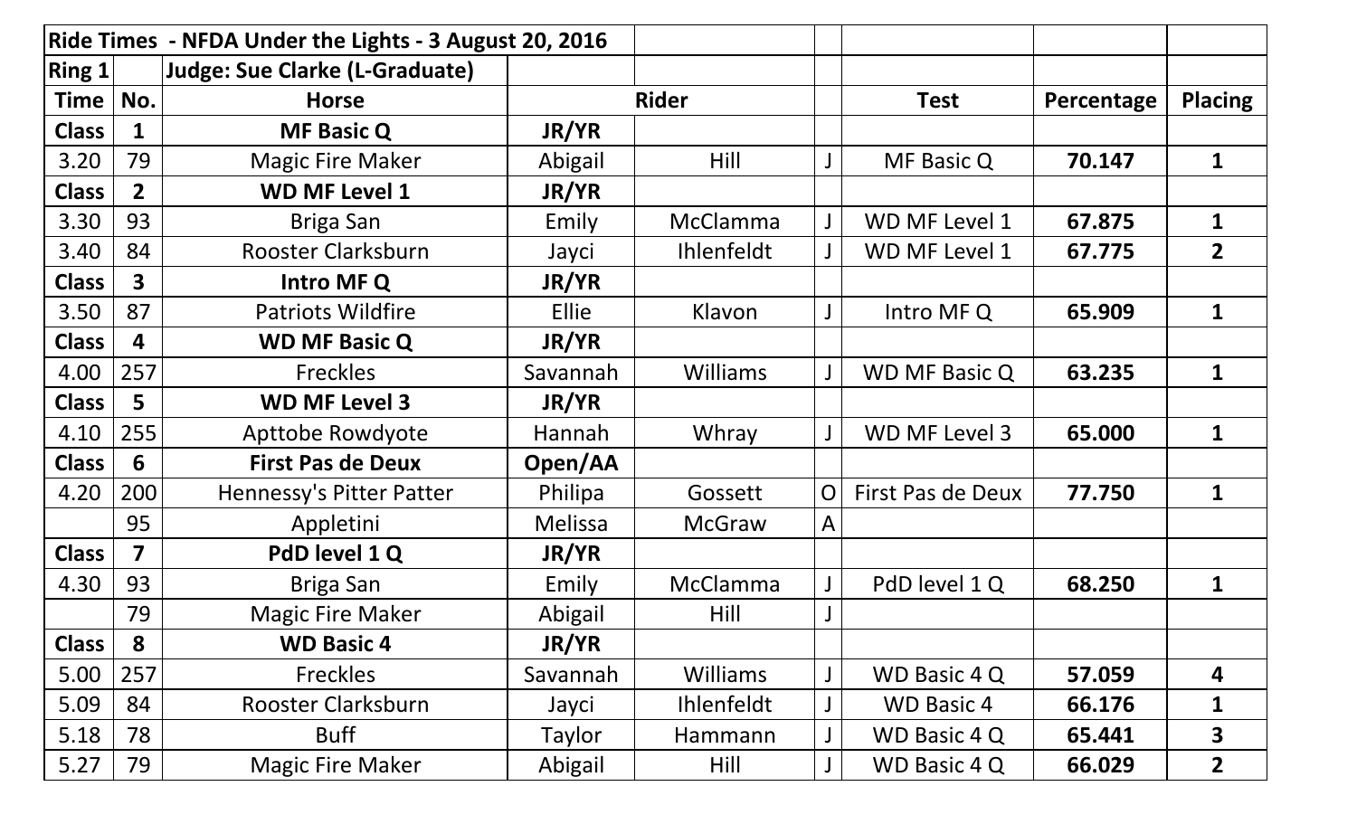| Ride Times - NFDA Under the Lights - 3 August 20, 2016 | | | | | | | | |
|---|---|---|---|---|---|---|---|---|
| **Ring 1** | | **Judge: Sue Clarke (L-Graduate)** | | | | | | |
| **Time** | **No.** | **Horse** | **Rider** | | | **Test** | **Percentage** | **Placing** |
| **Class** | **1** | **MF Basic Q** | **JR/YR** | | | | | |
| 3.20 | 79 | Magic Fire Maker | Abigail | Hill | J | MF Basic Q | **70.147** | **1** |
| **Class** | **2** | **WD MF Level 1** | **JR/YR** | | | | | |
| 3.30 | 93 | Briga San | Emily | McClamma | J | WD MF Level 1 | **67.875** | **1** |
| 3.40 | 84 | Rooster Clarksburn | Jayci | Ihlenfeldt | J | WD MF Level 1 | **67.775** | **2** |
| **Class** | **3** | **Intro MF Q** | **JR/YR** | | | | | |
| 3.50 | 87 | Patriots Wildfire | Ellie | Klavon | J | Intro MF Q | **65.909** | **1** |
| **Class** | **4** | **WD MF Basic Q** | **JR/YR** | | | | | |
| 4.00 | 257 | Freckles | Savannah | Williams | J | WD MF Basic Q | **63.235** | **1** |
| **Class** | **5** | **WD MF Level 3** | **JR/YR** | | | | | |
| 4.10 | 255 | Apttobe Rowdyote | Hannah | Whray | J | WD MF Level 3 | **65.000** | **1** |
| **Class** | **6** | **First Pas de Deux** | **Open/AA** | | | | | |
| 4.20 | 200 | Hennessy's Pitter Patter | Philipa | Gossett | O | First Pas de Deux | **77.750** | **1** |
| | 95 | Appletini | Melissa | McGraw | A | | | |
| **Class** | **7** | **PdD level 1 Q** | **JR/YR** | | | | | |
| 4.30 | 93 | Briga San | Emily | McClamma | J | PdD level 1 Q | **68.250** | **1** |
| | 79 | Magic Fire Maker | Abigail | Hill | J | | | |
| **Class** | **8** | **WD Basic 4** | **JR/YR** | | | | | |
| 5.00 | 257 | Freckles | Savannah | Williams | J | WD Basic 4 Q | **57.059** | **4** |
| 5.09 | 84 | Rooster Clarksburn | Jayci | Ihlenfeldt | J | WD Basic 4 | **66.176** | **1** |
| 5.18 | 78 | Buff | Taylor | Hammann | J | WD Basic 4 Q | **65.441** | **3** |
| 5.27 | 79 | Magic Fire Maker | Abigail | Hill | J | WD Basic 4 Q | **66.029** | **2** |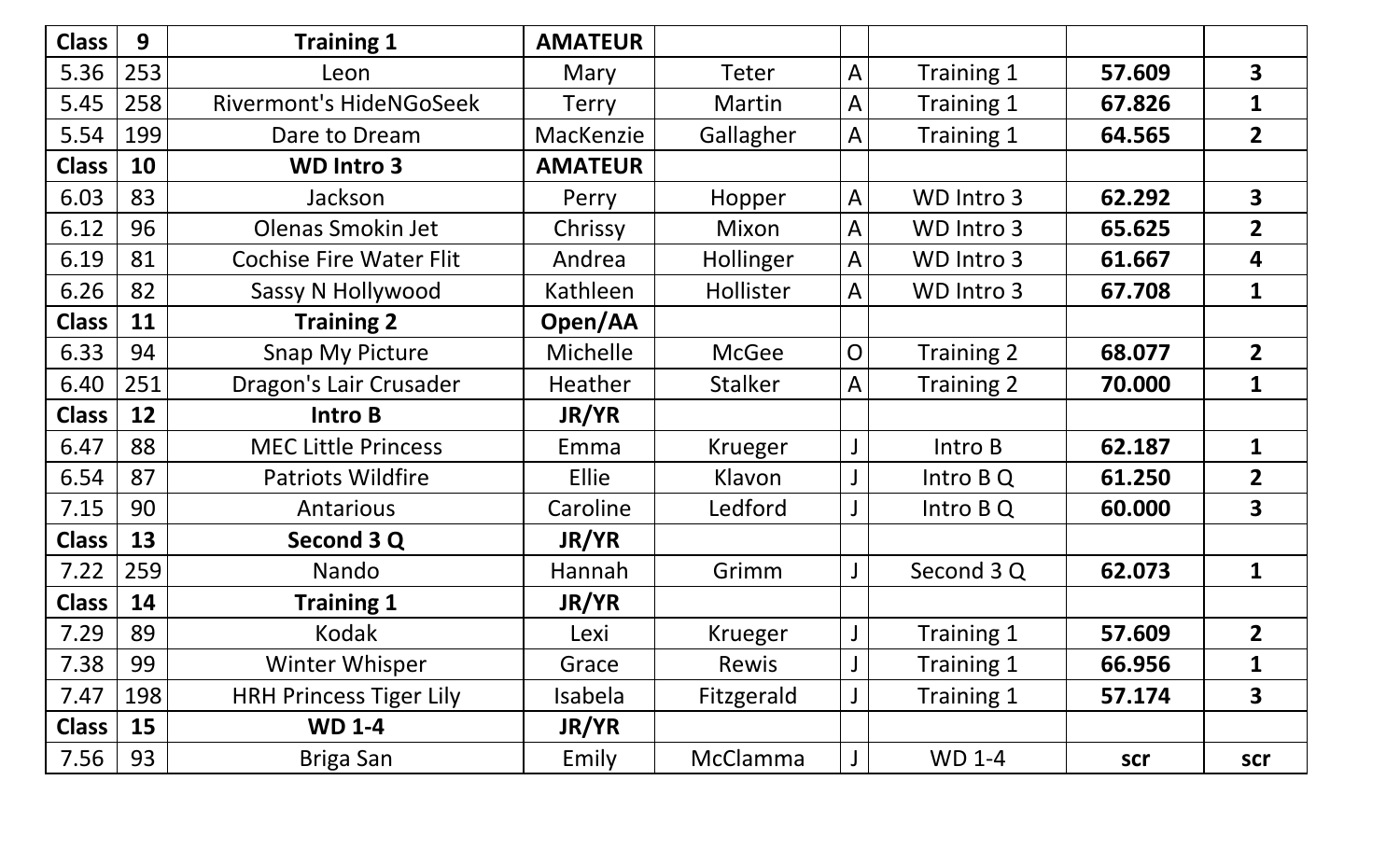| Class | 9 | Training 1 | AMATEUR | | | | | |
|---|---|---|---|---|---|---|---|---|
| 5.36 | 253 | Leon | Mary | Teter | A | Training 1 | **57.609** | **3** |
| 5.45 | 258 | Rivermont's HideNGoSeek | Terry | Martin | A | Training 1 | **67.826** | **1** |
| 5.54 | 199 | Dare to Dream | MacKenzie | Gallagher | A | Training 1 | **64.565** | **2** |
| **Class** | **10** | **WD Intro 3** | **AMATEUR** | | | | | |
| 6.03 | 83 | Jackson | Perry | Hopper | A | WD Intro 3 | **62.292** | **3** |
| 6.12 | 96 | Olenas Smokin Jet | Chrissy | Mixon | A | WD Intro 3 | **65.625** | **2** |
| 6.19 | 81 | Cochise Fire Water Flit | Andrea | Hollinger | A | WD Intro 3 | **61.667** | **4** |
| 6.26 | 82 | Sassy N Hollywood | Kathleen | Hollister | A | WD Intro 3 | **67.708** | **1** |
| **Class** | **11** | **Training 2** | **Open/AA** | | | | | |
| 6.33 | 94 | Snap My Picture | Michelle | McGee | O | Training 2 | **68.077** | **2** |
| 6.40 | 251 | Dragon's Lair Crusader | Heather | Stalker | A | Training 2 | **70.000** | **1** |
| **Class** | **12** | **Intro B** | **JR/YR** | | | | | |
| 6.47 | 88 | MEC Little Princess | Emma | Krueger | J | Intro B | **62.187** | **1** |
| 6.54 | 87 | Patriots Wildfire | Ellie | Klavon | J | Intro B Q | **61.250** | **2** |
| 7.15 | 90 | Antarious | Caroline | Ledford | J | Intro B Q | **60.000** | **3** |
| **Class** | **13** | **Second 3 Q** | **JR/YR** | | | | | |
| 7.22 | 259 | Nando | Hannah | Grimm | J | Second 3 Q | **62.073** | **1** |
| **Class** | **14** | **Training 1** | **JR/YR** | | | | | |
| 7.29 | 89 | Kodak | Lexi | Krueger | J | Training 1 | **57.609** | **2** |
| 7.38 | 99 | Winter Whisper | Grace | Rewis | J | Training 1 | **66.956** | **1** |
| 7.47 | 198 | HRH Princess Tiger Lily | Isabela | Fitzgerald | J | Training 1 | **57.174** | **3** |
| **Class** | **15** | **WD 1-4** | **JR/YR** | | | | | |
| 7.56 | 93 | Briga San | Emily | McClamma | J | WD 1-4 | **scr** | **scr** |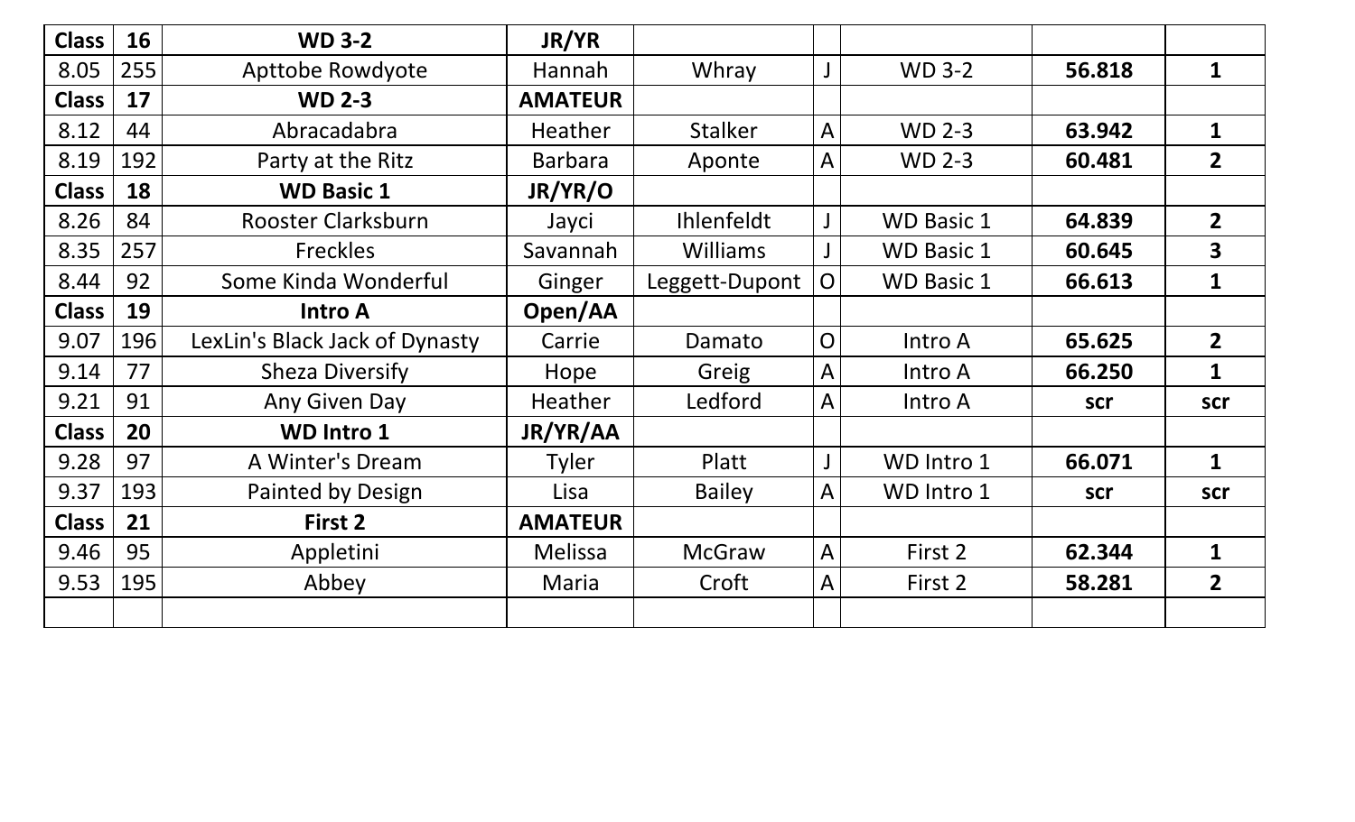| Class | 16 | WD 3-2 | JR/YR | | | | | |
|---|---|---|---|---|---|---|---|---|
| 8.05 | 255 | Apttobe Rowdyote | Hannah | Whray | J | WD 3-2 | **56.818** | **1** |
| **Class** | **17** | **WD 2-3** | **AMATEUR** | | | | | |
| 8.12 | 44 | Abracadabra | Heather | Stalker | A | WD 2-3 | **63.942** | **1** |
| 8.19 | 192 | Party at the Ritz | Barbara | Aponte | A | WD 2-3 | **60.481** | **2** |
| **Class** | **18** | **WD Basic 1** | **JR/YR/O** | | | | | |
| 8.26 | 84 | Rooster Clarksburn | Jayci | Ihlenfeldt | J | WD Basic 1 | **64.839** | **2** |
| 8.35 | 257 | Freckles | Savannah | Williams | J | WD Basic 1 | **60.645** | **3** |
| 8.44 | 92 | Some Kinda Wonderful | Ginger | Leggett-Dupont | O | WD Basic 1 | **66.613** | **1** |
| **Class** | **19** | **Intro A** | **Open/AA** | | | | | |
| 9.07 | 196 | LexLin's Black Jack of Dynasty | Carrie | Damato | O | Intro A | **65.625** | **2** |
| 9.14 | 77 | Sheza Diversify | Hope | Greig | A | Intro A | **66.250** | **1** |
| 9.21 | 91 | Any Given Day | Heather | Ledford | A | Intro A | **scr** | **scr** |
| **Class** | **20** | **WD Intro 1** | **JR/YR/AA** | | | | | |
| 9.28 | 97 | A Winter's Dream | Tyler | Platt | J | WD Intro 1 | **66.071** | **1** |
| 9.37 | 193 | Painted by Design | Lisa | Bailey | A | WD Intro 1 | **scr** | **scr** |
| **Class** | **21** | **First 2** | **AMATEUR** | | | | | |
| 9.46 | 95 | Appletini | Melissa | McGraw | A | First 2 | **62.344** | **1** |
| 9.53 | 195 | Abbey | Maria | Croft | A | First 2 | **58.281** | **2** |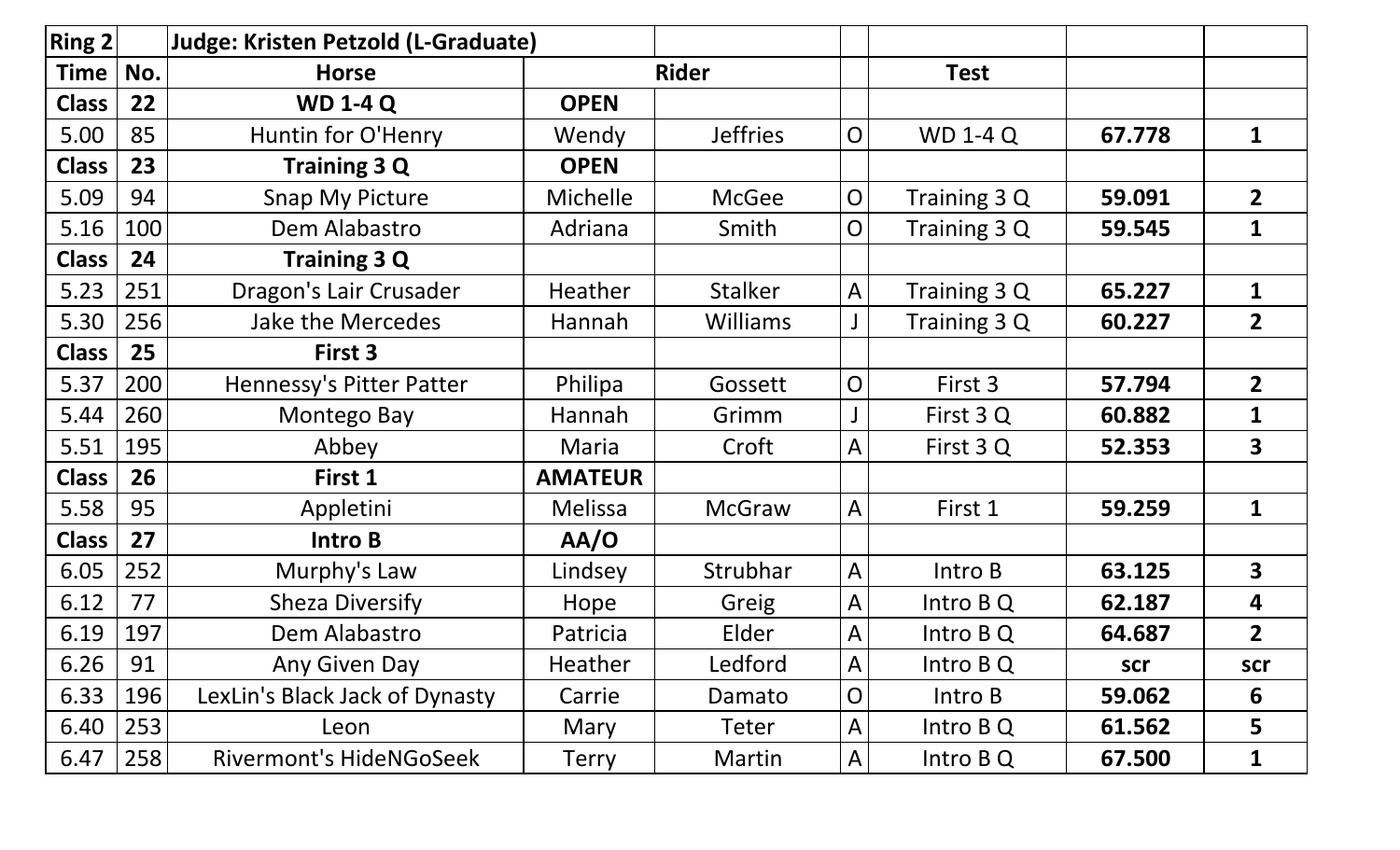| Ring 2 | | Judge: Kristen Petzold (L-Graduate) | | | | | | |
|---|---|---|---|---|---|---|---|---|
| **Time** | **No.** | **Horse** | **Rider** | | | **Test** | | |
| **Class** | **22** | **WD 1-4 Q** | **OPEN** | | | | | |
| 5.00 | 85 | Huntin for O'Henry | Wendy | Jeffries | O | WD 1-4 Q | **67.778** | **1** |
| **Class** | **23** | **Training 3 Q** | **OPEN** | | | | | |
| 5.09 | 94 | Snap My Picture | Michelle | McGee | O | Training 3 Q | **59.091** | **2** |
| 5.16 | 100 | Dem Alabastro | Adriana | Smith | O | Training 3 Q | **59.545** | **1** |
| **Class** | **24** | **Training 3 Q** | | | | | | |
| 5.23 | 251 | Dragon's Lair Crusader | Heather | Stalker | A | Training 3 Q | **65.227** | **1** |
| 5.30 | 256 | Jake the Mercedes | Hannah | Williams | J | Training 3 Q | **60.227** | **2** |
| **Class** | **25** | **First 3** | | | | | | |
| 5.37 | 200 | Hennessy's Pitter Patter | Philipa | Gossett | O | First 3 | **57.794** | **2** |
| 5.44 | 260 | Montego Bay | Hannah | Grimm | J | First 3 Q | **60.882** | **1** |
| 5.51 | 195 | Abbey | Maria | Croft | A | First 3 Q | **52.353** | **3** |
| **Class** | **26** | **First 1** | **AMATEUR** | | | | | |
| 5.58 | 95 | Appletini | Melissa | McGraw | A | First 1 | **59.259** | **1** |
| **Class** | **27** | **Intro B** | **AA/O** | | | | | |
| 6.05 | 252 | Murphy's Law | Lindsey | Strubhar | A | Intro B | **63.125** | **3** |
| 6.12 | 77 | Sheza Diversify | Hope | Greig | A | Intro B Q | **62.187** | **4** |
| 6.19 | 197 | Dem Alabastro | Patricia | Elder | A | Intro B Q | **64.687** | **2** |
| 6.26 | 91 | Any Given Day | Heather | Ledford | A | Intro B Q | **scr** | **scr** |
| 6.33 | 196 | LexLin's Black Jack of Dynasty | Carrie | Damato | O | Intro B | **59.062** | **6** |
| 6.40 | 253 | Leon | Mary | Teter | A | Intro B Q | **61.562** | **5** |
| 6.47 | 258 | Rivermont's HideNGoSeek | Terry | Martin | A | Intro B Q | **67.500** | **1** |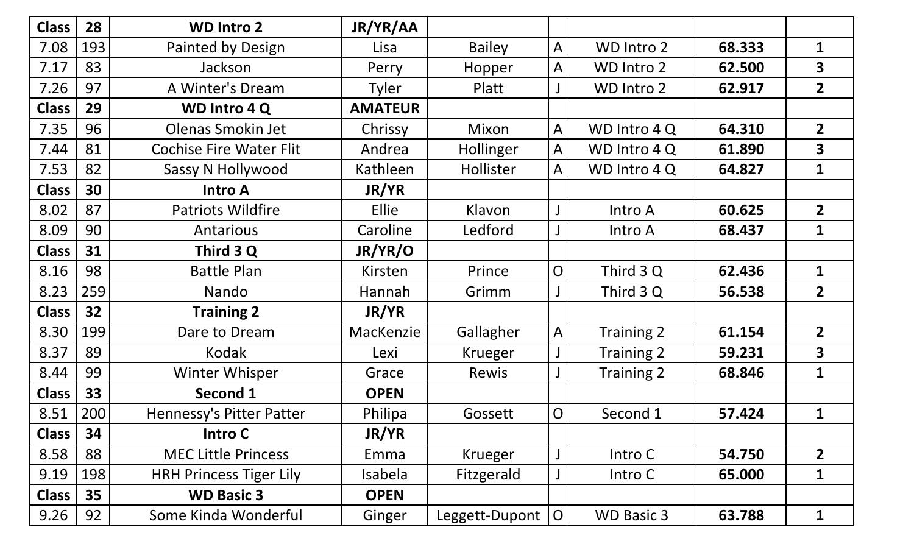| Class | 28 | WD Intro 2 | JR/YR/AA | | | | | |
|---|---|---|---|---|---|---|---|---|
| 7.08 | 193 | Painted by Design | Lisa | Bailey | A | WD Intro 2 | **68.333** | **1** |
| 7.17 | 83 | Jackson | Perry | Hopper | A | WD Intro 2 | **62.500** | **3** |
| 7.26 | 97 | A Winter's Dream | Tyler | Platt | J | WD Intro 2 | **62.917** | **2** |
| **Class** | **29** | **WD Intro 4 Q** | **AMATEUR** | | | | | |
| 7.35 | 96 | Olenas Smokin Jet | Chrissy | Mixon | A | WD Intro 4 Q | **64.310** | **2** |
| 7.44 | 81 | Cochise Fire Water Flit | Andrea | Hollinger | A | WD Intro 4 Q | **61.890** | **3** |
| 7.53 | 82 | Sassy N Hollywood | Kathleen | Hollister | A | WD Intro 4 Q | **64.827** | **1** |
| **Class** | **30** | **Intro A** | **JR/YR** | | | | | |
| 8.02 | 87 | Patriots Wildfire | Ellie | Klavon | J | Intro A | **60.625** | **2** |
| 8.09 | 90 | Antarious | Caroline | Ledford | J | Intro A | **68.437** | **1** |
| **Class** | **31** | **Third 3 Q** | **JR/YR/O** | | | | | |
| 8.16 | 98 | Battle Plan | Kirsten | Prince | O | Third 3 Q | **62.436** | **1** |
| 8.23 | 259 | Nando | Hannah | Grimm | J | Third 3 Q | **56.538** | **2** |
| **Class** | **32** | **Training 2** | **JR/YR** | | | | | |
| 8.30 | 199 | Dare to Dream | MacKenzie | Gallagher | A | Training 2 | **61.154** | **2** |
| 8.37 | 89 | Kodak | Lexi | Krueger | J | Training 2 | **59.231** | **3** |
| 8.44 | 99 | Winter Whisper | Grace | Rewis | J | Training 2 | **68.846** | **1** |
| **Class** | **33** | **Second 1** | **OPEN** | | | | | |
| 8.51 | 200 | Hennessy's Pitter Patter | Philipa | Gossett | O | Second 1 | **57.424** | **1** |
| **Class** | **34** | **Intro C** | **JR/YR** | | | | | |
| 8.58 | 88 | MEC Little Princess | Emma | Krueger | J | Intro C | **54.750** | **2** |
| 9.19 | 198 | HRH Princess Tiger Lily | Isabela | Fitzgerald | J | Intro C | **65.000** | **1** |
| **Class** | **35** | **WD Basic 3** | **OPEN** | | | | | |
| 9.26 | 92 | Some Kinda Wonderful | Ginger | Leggett-Dupont | O | WD Basic 3 | **63.788** | **1** |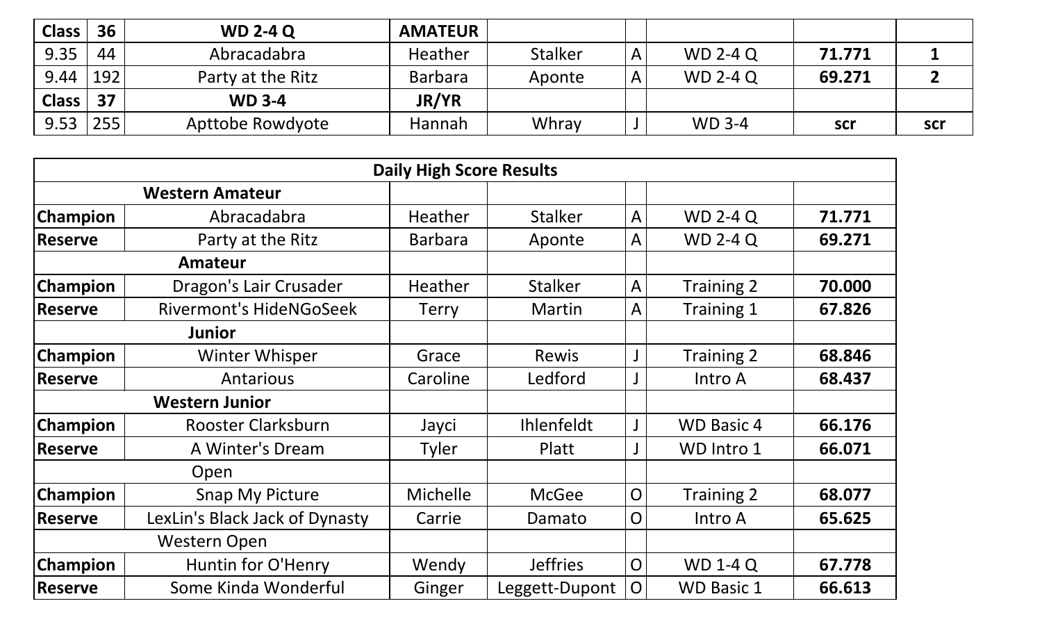| Class | 36 | WD 2-4 Q | AMATEUR | | | | | |
|---|---|---|---|---|---|---|---|---|
| 9.35 | 44 | Abracadabra | Heather | Stalker | A | WD 2-4 Q | **71.771** | **1** |
| 9.44 | 192 | Party at the Ritz | Barbara | Aponte | A | WD 2-4 Q | **69.271** | **2** |
| **Class** | **37** | **WD 3-4** | **JR/YR** | | | | | |
| 9.53 | 255 | Apttobe Rowdyote | Hannah | Whray | J | WD 3-4 | **scr** | **scr** |

| Daily High Score Results | | | | | | |
|---|---|---|---|---|---|---|
| | **Western Amateur** | | | | | |
| **Champion** | Abracadabra | Heather | Stalker | A | WD 2-4 Q | **71.771** |
| **Reserve** | Party at the Ritz | Barbara | Aponte | A | WD 2-4 Q | **69.271** |
| | **Amateur** | | | | | |
| **Champion** | Dragon's Lair Crusader | Heather | Stalker | A | Training 2 | **70.000** |
| **Reserve** | Rivermont's HideNGoSeek | Terry | Martin | A | Training 1 | **67.826** |
| | **Junior** | | | | | |
| **Champion** | Winter Whisper | Grace | Rewis | J | Training 2 | **68.846** |
| **Reserve** | Antarious | Caroline | Ledford | J | Intro A | **68.437** |
| | **Western Junior** | | | | | |
| **Champion** | Rooster Clarksburn | Jayci | Ihlenfeldt | J | WD Basic 4 | **66.176** |
| **Reserve** | A Winter's Dream | Tyler | Platt | J | WD Intro 1 | **66.071** |
| | Open | | | | | |
| **Champion** | Snap My Picture | Michelle | McGee | O | Training 2 | **68.077** |
| **Reserve** | LexLin's Black Jack of Dynasty | Carrie | Damato | O | Intro A | **65.625** |
| | Western Open | | | | | |
| **Champion** | Huntin for O'Henry | Wendy | Jeffries | O | WD 1-4 Q | **67.778** |
| **Reserve** | Some Kinda Wonderful | Ginger | Leggett-Dupont | O | WD Basic 1 | **66.613** |